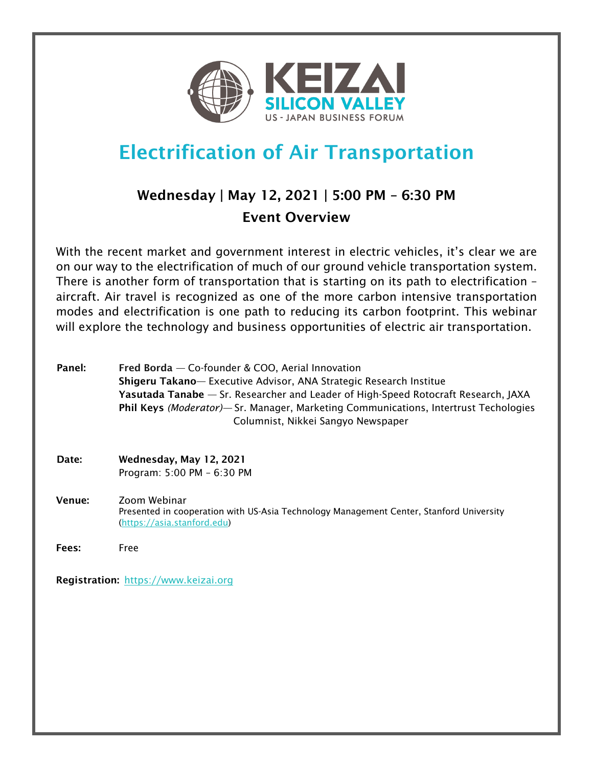KEIZAI
SILICON VALLEY
US - JAPAN BUSINESS FORUM

# Electrification of Air Transportation

## Wednesday | May 12, 2021 | 5:00 PM – 6:30 PM

## Event Overview

With the recent market and government interest in electric vehicles, it's clear we are on our way to the electrification of much of our ground vehicle transportation system. There is another form of transportation that is starting on its path to electrification – aircraft. Air travel is recognized as one of the more carbon intensive transportation modes and electrification is one path to reducing its carbon footprint. This webinar will explore the technology and business opportunities of electric air transportation.

**Panel:**
**Fred Borda** — Co-founder & COO, Aerial Innovation
**Shigeru Takano**— Executive Advisor, ANA Strategic Research Institue
**Yasutada Tanabe** — Sr. Researcher and Leader of High-Speed Rotocraft Research, JAXA
**Phil Keys** *(Moderator)*— Sr. Manager, Marketing Communications, Intertrust Techologies
Columnist, Nikkei Sangyo Newspaper

**Date:** **Wednesday, May 12, 2021**
Program: 5:00 PM – 6:30 PM

**Venue:** Zoom Webinar
Presented in cooperation with US-Asia Technology Management Center, Stanford University (https://asia.stanford.edu)

**Fees:** Free

**Registration:** https://www.keizai.org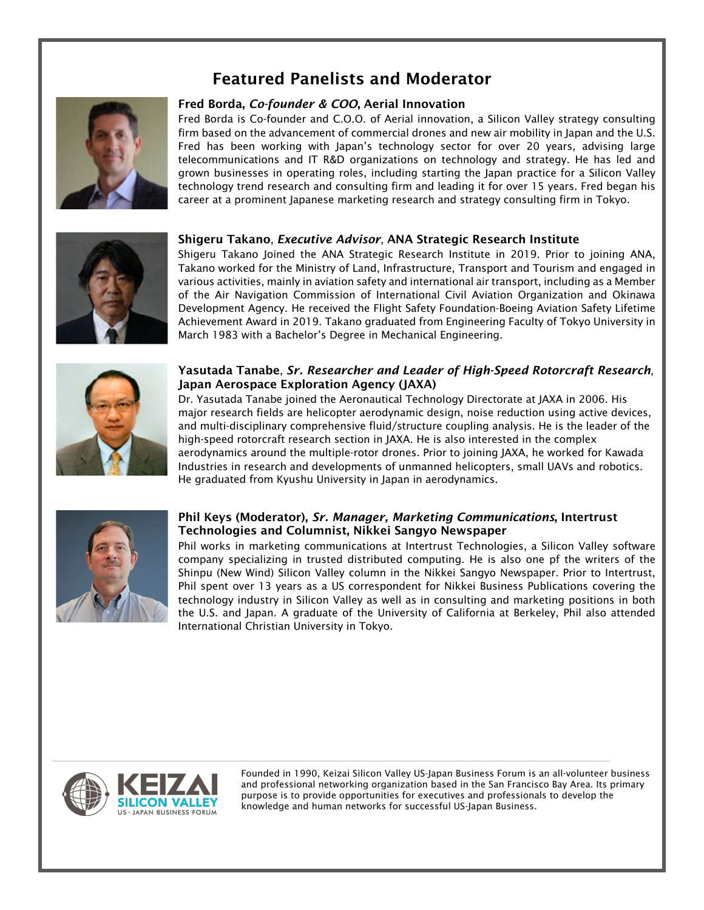## Featured Panelists and Moderator

### Fred Borda, *Co-founder & COO*, Aerial Innovation

Fred Borda is Co-founder and C.O.O. of Aerial innovation, a Silicon Valley strategy consulting firm based on the advancement of commercial drones and new air mobility in Japan and the U.S. Fred has been working with Japan's technology sector for over 20 years, advising large telecommunications and IT R&D organizations on technology and strategy. He has led and grown businesses in operating roles, including starting the Japan practice for a Silicon Valley technology trend research and consulting firm and leading it for over 15 years. Fred began his career at a prominent Japanese marketing research and strategy consulting firm in Tokyo.

### Shigeru Takano, *Executive Advisor*, ANA Strategic Research Institute

Shigeru Takano Joined the ANA Strategic Research Institute in 2019. Prior to joining ANA, Takano worked for the Ministry of Land, Infrastructure, Transport and Tourism and engaged in various activities, mainly in aviation safety and international air transport, including as a Member of the Air Navigation Commission of International Civil Aviation Organization and Okinawa Development Agency. He received the Flight Safety Foundation-Boeing Aviation Safety Lifetime Achievement Award in 2019. Takano graduated from Engineering Faculty of Tokyo University in March 1983 with a Bachelor's Degree in Mechanical Engineering.

### Yasutada Tanabe, *Sr. Researcher and Leader of High-Speed Rotorcraft Research*, Japan Aerospace Exploration Agency (JAXA)

Dr. Yasutada Tanabe joined the Aeronautical Technology Directorate at JAXA in 2006. His major research fields are helicopter aerodynamic design, noise reduction using active devices, and multi-disciplinary comprehensive fluid/structure coupling analysis. He is the leader of the high-speed rotorcraft research section in JAXA. He is also interested in the complex aerodynamics around the multiple-rotor drones. Prior to joining JAXA, he worked for Kawada Industries in research and developments of unmanned helicopters, small UAVs and robotics. He graduated from Kyushu University in Japan in aerodynamics.

### Phil Keys (Moderator), *Sr. Manager, Marketing Communications*, Intertrust Technologies and Columnist, Nikkei Sangyo Newspaper

Phil works in marketing communications at Intertrust Technologies, a Silicon Valley software company specializing in trusted distributed computing. He is also one pf the writers of the Shinpu (New Wind) Silicon Valley column in the Nikkei Sangyo Newspaper. Prior to Intertrust, Phil spent over 13 years as a US correspondent for Nikkei Business Publications covering the technology industry in Silicon Valley as well as in consulting and marketing positions in both the U.S. and Japan. A graduate of the University of California at Berkeley, Phil also attended International Christian University in Tokyo.

---

KEIZAI SILICON VALLEY US - JAPAN BUSINESS FORUM

Founded in 1990, Keizai Silicon Valley US-Japan Business Forum is an all-volunteer business and professional networking organization based in the San Francisco Bay Area. Its primary purpose is to provide opportunities for executives and professionals to develop the knowledge and human networks for successful US-Japan Business.